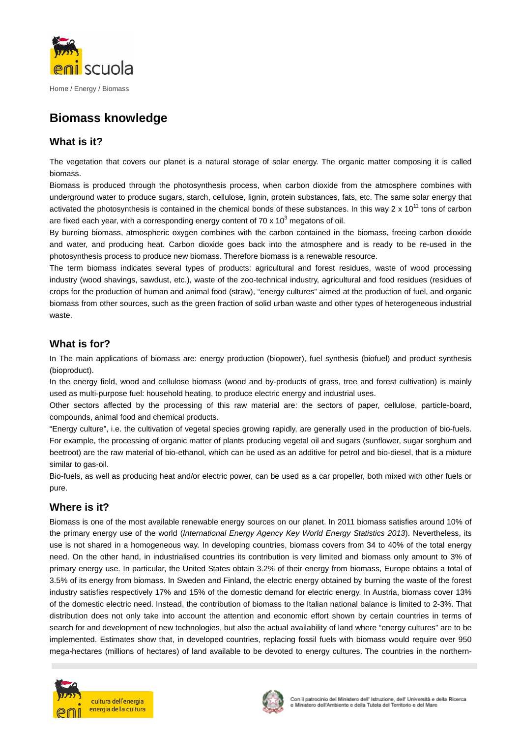Home / Energy / Biomass

# Biomass knowledge

## What is it?

The vegetation that covers our planet is a natural storage of solar energy. The organic matter composing it is called biomass.

Biomass is produced through the photosynthesis process, when carbon dioxide from the atmosphere combines with underground water to produce sugars, starch, cellulose, lignin, protein substances, fats, etc. The same solar energy that activated the photosynthesis is contained in the chemical bonds of these substances. In this way $2 \times 10^{11}$ tons of carbon are fixed each year, with a corresponding energy content of $70 \times 10^{3}$ megatons of oil.

By burning biomass, atmospheric oxygen combines with the carbon contained in the biomass, freeing carbon dioxide and water, and producing heat. Carbon dioxide goes back into the atmosphere and is ready to be re-used in the photosynthesis process to produce new biomass. Therefore biomass is a renewable resource.

The term biomass indicates several types of products: agricultural and forest residues, waste of wood processing industry (wood shavings, sawdust, etc.), waste of the zoo-technical industry, agricultural and food residues (residues of crops for the production of human and animal food (straw), “energy cultures” aimed at the production of fuel, and organic biomass from other sources, such as the green fraction of solid urban waste and other types of heterogeneous industrial waste.

## What is for?

In The main applications of biomass are: energy production (biopower), fuel synthesis (biofuel) and product synthesis (bioproduct).

In the energy field, wood and cellulose biomass (wood and by-products of grass, tree and forest cultivation) is mainly used as multi-purpose fuel: household heating, to produce electric energy and industrial uses.

Other sectors affected by the processing of this raw material are: the sectors of paper, cellulose, particle-board, compounds, animal food and chemical products.

“Energy culture”, i.e. the cultivation of vegetal species growing rapidly, are generally used in the production of bio-fuels. For example, the processing of organic matter of plants producing vegetal oil and sugars (sunflower, sugar sorghum and beetroot) are the raw material of bio-ethanol, which can be used as an additive for petrol and bio-diesel, that is a mixture similar to gas-oil.

Bio-fuels, as well as producing heat and/or electric power, can be used as a car propeller, both mixed with other fuels or pure.

## Where is it?

Biomass is one of the most available renewable energy sources on our planet. In 2011 biomass satisfies around 10% of the primary energy use of the world (*International Energy Agency Key World Energy Statistics 2013*). Nevertheless, its use is not shared in a homogeneous way. In developing countries, biomass covers from 34 to 40% of the total energy need. On the other hand, in industrialised countries its contribution is very limited and biomass only amount to 3% of primary energy use. In particular, the United States obtain 3.2% of their energy from biomass, Europe obtains a total of 3.5% of its energy from biomass. In Sweden and Finland, the electric energy obtained by burning the waste of the forest industry satisfies respectively 17% and 15% of the domestic demand for electric energy. In Austria, biomass cover 13% of the domestic electric need. Instead, the contribution of biomass to the Italian national balance is limited to 2-3%. That distribution does not only take into account the attention and economic effort shown by certain countries in terms of search for and development of new technologies, but also the actual availability of land where “energy cultures” are to be implemented. Estimates show that, in developed countries, replacing fossil fuels with biomass would require over 950 mega-hectares (millions of hectares) of land available to be devoted to energy cultures. The countries in the northern-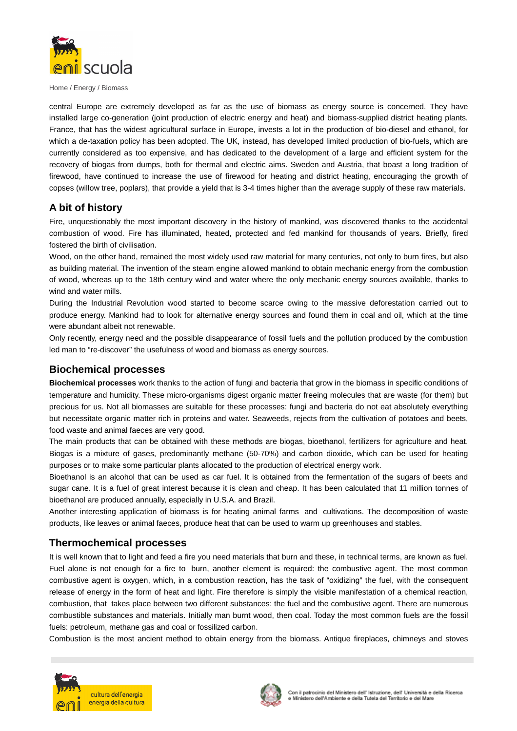central Europe are extremely developed as far as the use of biomass as energy source is concerned. They have installed large co-generation (joint production of electric energy and heat) and biomass-supplied district heating plants. France, that has the widest agricultural surface in Europe, invests a lot in the production of bio-diesel and ethanol, for which a de-taxation policy has been adopted. The UK, instead, has developed limited production of bio-fuels, which are currently considered as too expensive, and has dedicated to the development of a large and efficient system for the recovery of biogas from dumps, both for thermal and electric aims. Sweden and Austria, that boast a long tradition of firewood, have continued to increase the use of firewood for heating and district heating, encouraging the growth of copses (willow tree, poplars), that provide a yield that is 3-4 times higher than the average supply of these raw materials.

## A bit of history

Fire, unquestionably the most important discovery in the history of mankind, was discovered thanks to the accidental combustion of wood. Fire has illuminated, heated, protected and fed mankind for thousands of years. Briefly, fired fostered the birth of civilisation.

Wood, on the other hand, remained the most widely used raw material for many centuries, not only to burn fires, but also as building material. The invention of the steam engine allowed mankind to obtain mechanic energy from the combustion of wood, whereas up to the 18th century wind and water where the only mechanic energy sources available, thanks to wind and water mills.

During the Industrial Revolution wood started to become scarce owing to the massive deforestation carried out to produce energy. Mankind had to look for alternative energy sources and found them in coal and oil, which at the time were abundant albeit not renewable.

Only recently, energy need and the possible disappearance of fossil fuels and the pollution produced by the combustion led man to "re-discover" the usefulness of wood and biomass as energy sources.

## Biochemical processes

**Biochemical processes** work thanks to the action of fungi and bacteria that grow in the biomass in specific conditions of temperature and humidity. These micro-organisms digest organic matter freeing molecules that are waste (for them) but precious for us. Not all biomasses are suitable for these processes: fungi and bacteria do not eat absolutely everything but necessitate organic matter rich in proteins and water. Seaweeds, rejects from the cultivation of potatoes and beets, food waste and animal faeces are very good.

The main products that can be obtained with these methods are biogas, bioethanol, fertilizers for agriculture and heat. Biogas is a mixture of gases, predominantly methane (50-70%) and carbon dioxide, which can be used for heating purposes or to make some particular plants allocated to the production of electrical energy work.

Bioethanol is an alcohol that can be used as car fuel. It is obtained from the fermentation of the sugars of beets and sugar cane. It is a fuel of great interest because it is clean and cheap. It has been calculated that 11 million tonnes of bioethanol are produced annually, especially in U.S.A. and Brazil.

Another interesting application of biomass is for heating animal farms and cultivations. The decomposition of waste products, like leaves or animal faeces, produce heat that can be used to warm up greenhouses and stables.

## Thermochemical processes

It is well known that to light and feed a fire you need materials that burn and these, in technical terms, are known as fuel. Fuel alone is not enough for a fire to burn, another element is required: the combustive agent. The most common combustive agent is oxygen, which, in a combustion reaction, has the task of "oxidizing" the fuel, with the consequent release of energy in the form of heat and light. Fire therefore is simply the visible manifestation of a chemical reaction, combustion, that takes place between two different substances: the fuel and the combustive agent. There are numerous combustible substances and materials. Initially man burnt wood, then coal. Today the most common fuels are the fossil fuels: petroleum, methane gas and coal or fossilized carbon.

Combustion is the most ancient method to obtain energy from the biomass. Antique fireplaces, chimneys and stoves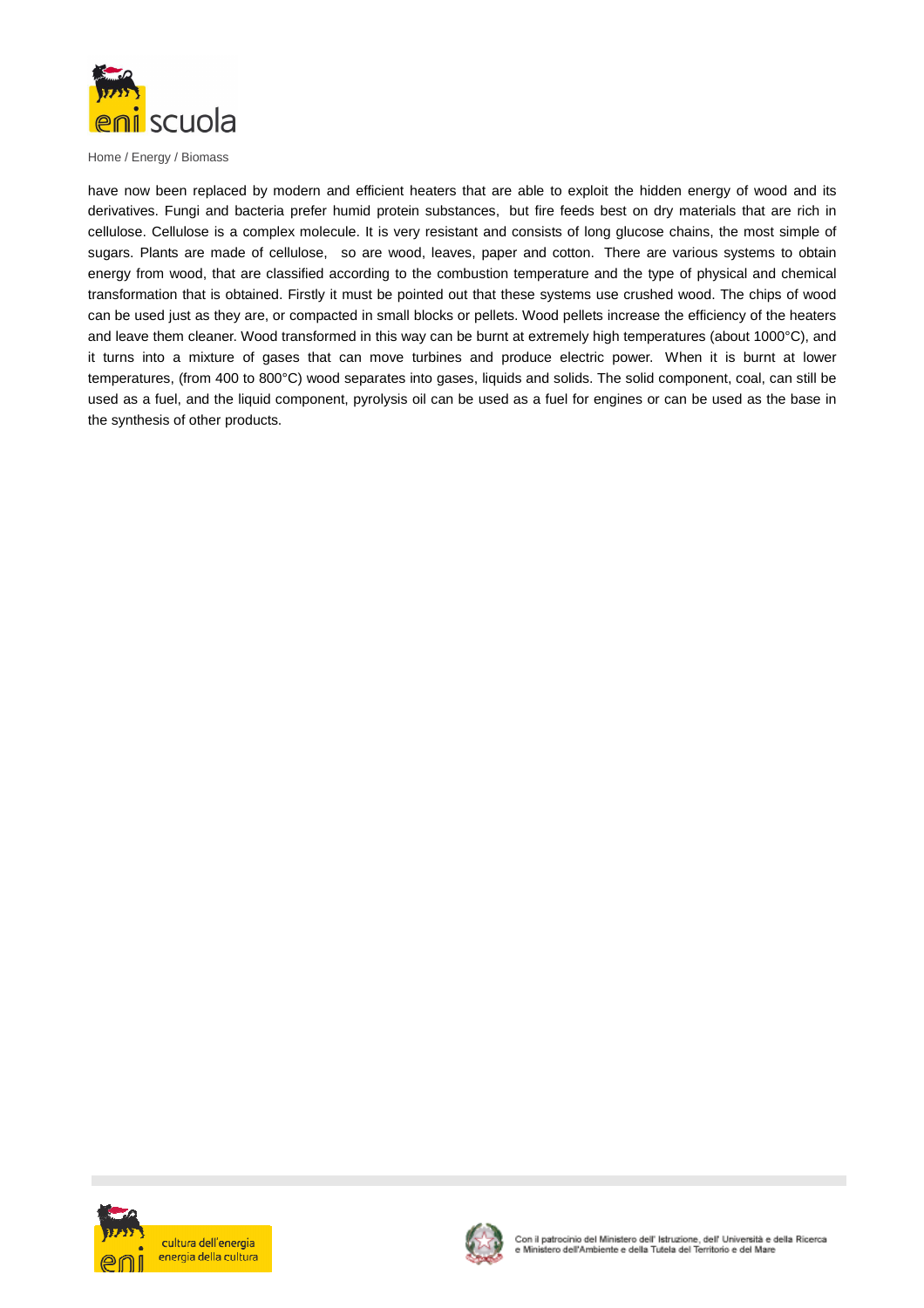have now been replaced by modern and efficient heaters that are able to exploit the hidden energy of wood and its derivatives. Fungi and bacteria prefer humid protein substances, but fire feeds best on dry materials that are rich in cellulose. Cellulose is a complex molecule. It is very resistant and consists of long glucose chains, the most simple of sugars. Plants are made of cellulose, so are wood, leaves, paper and cotton. There are various systems to obtain energy from wood, that are classified according to the combustion temperature and the type of physical and chemical transformation that is obtained. Firstly it must be pointed out that these systems use crushed wood. The chips of wood can be used just as they are, or compacted in small blocks or pellets. Wood pellets increase the efficiency of the heaters and leave them cleaner. Wood transformed in this way can be burnt at extremely high temperatures (about 1000°C), and it turns into a mixture of gases that can move turbines and produce electric power. When it is burnt at lower temperatures, (from 400 to 800°C) wood separates into gases, liquids and solids. The solid component, coal, can still be used as a fuel, and the liquid component, pyrolysis oil can be used as a fuel for engines or can be used as the base in the synthesis of other products.